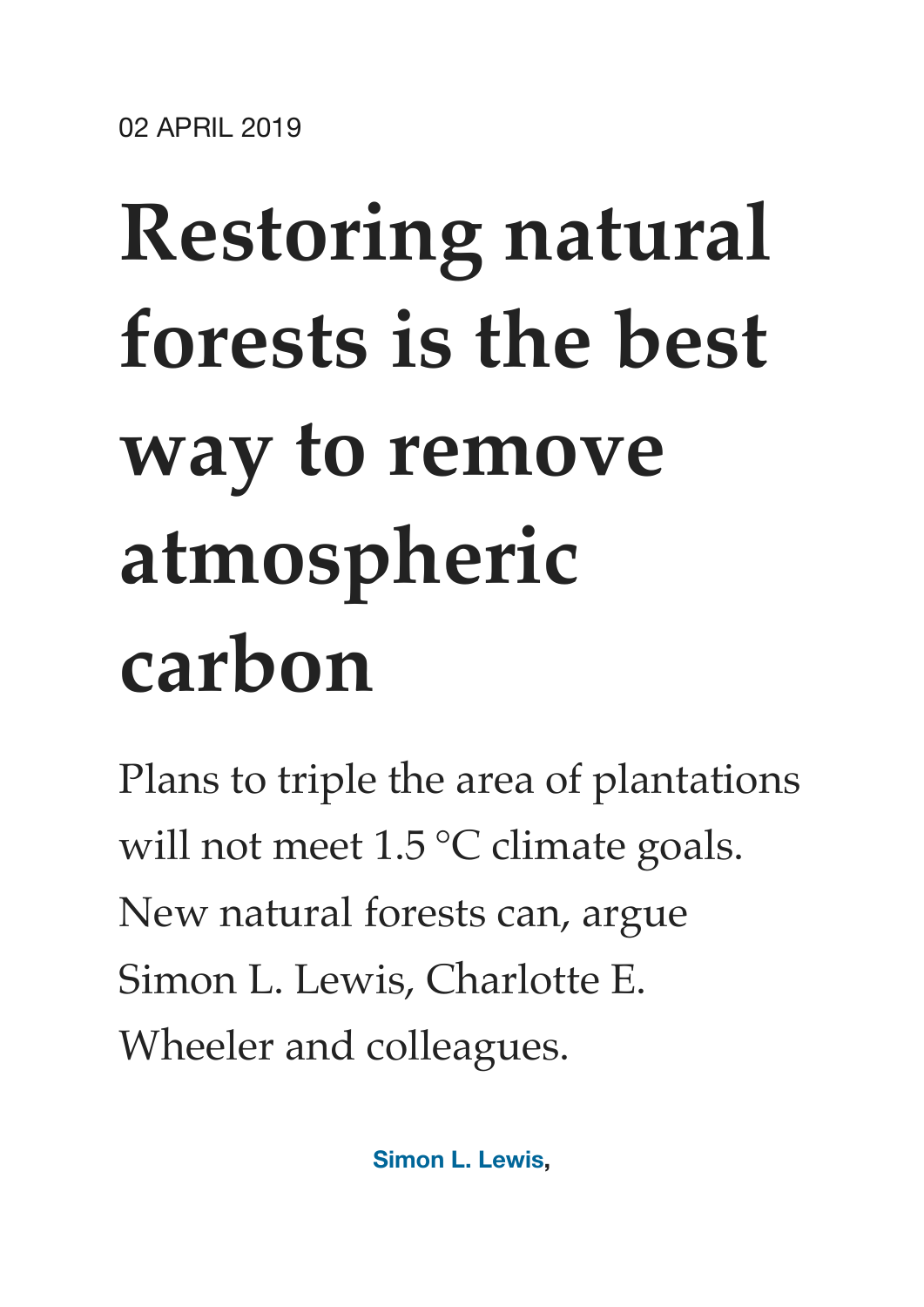02 APRIL 2019

# Restoring natural forests is the best way to remove atmospheric carbon

Plans to triple the area of plantations will not meet 1.5 °C climate goals. New natural forests can, argue Simon L. Lewis, Charlotte E. Wheeler and colleagues.

**Simon L. Lewis**,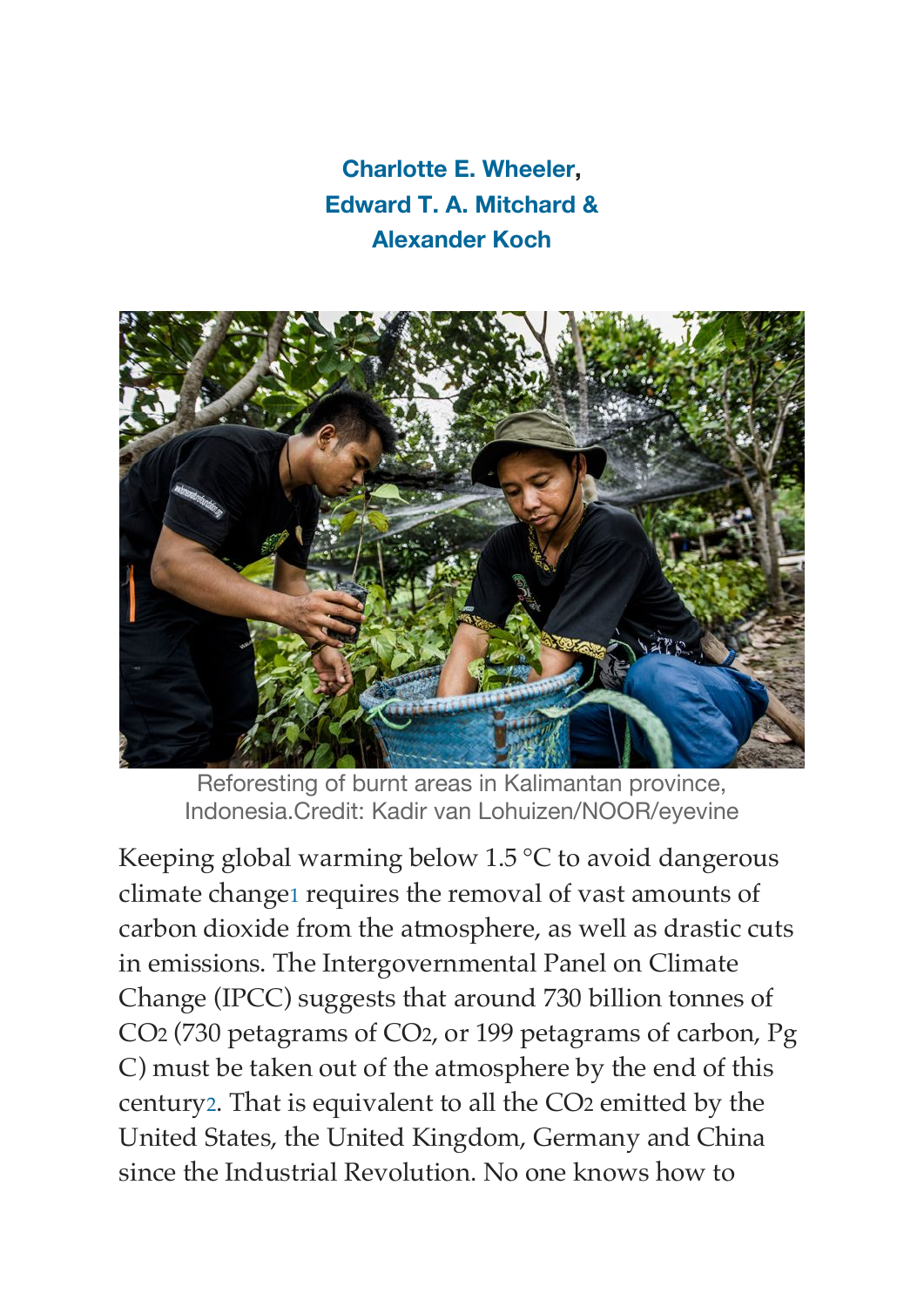**Charlotte E. Wheeler, Edward T. A. Mitchard & Alexander Koch**

Reforesting of burnt areas in Kalimantan province, Indonesia.Credit: Kadir van Lohuizen/NOOR/eyevine

Keeping global warming below 1.5 °C to avoid dangerous climate change[1] requires the removal of vast amounts of carbon dioxide from the atmosphere, as well as drastic cuts in emissions. The Intergovernmental Panel on Climate Change (IPCC) suggests that around 730 billion tonnes of $CO_2$ (730 petagrams of $CO_2$, or 199 petagrams of carbon, Pg C) must be taken out of the atmosphere by the end of this century[2]. That is equivalent to all the $CO_2$ emitted by the United States, the United Kingdom, Germany and China since the Industrial Revolution. No one knows how to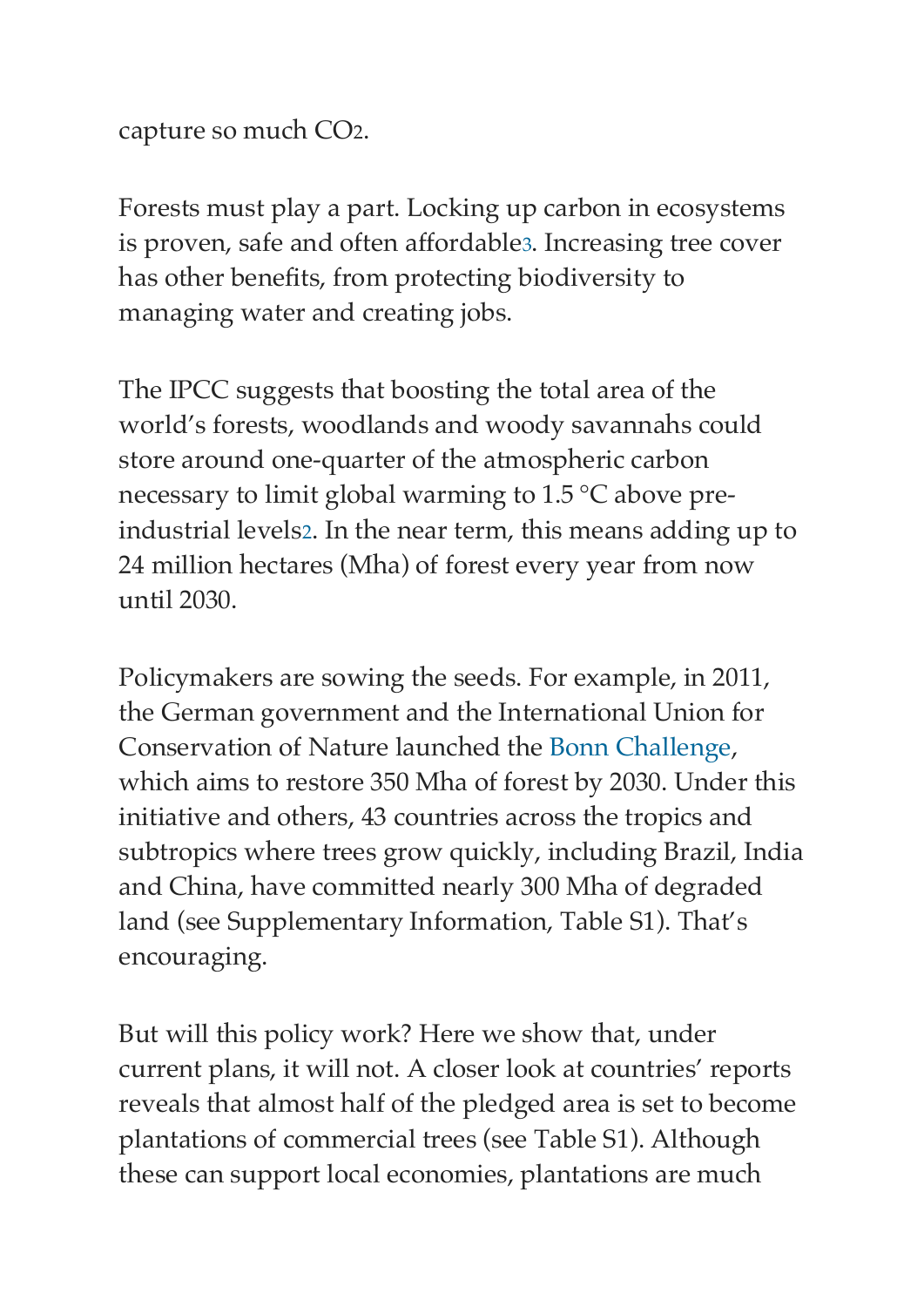capture so much $CO_2$.

Forests must play a part. Locking up carbon in ecosystems is proven, safe and often affordable[3]. Increasing tree cover has other benefits, from protecting biodiversity to managing water and creating jobs.

The IPCC suggests that boosting the total area of the world's forests, woodlands and woody savannahs could store around one-quarter of the atmospheric carbon necessary to limit global warming to 1.5 °C above pre-industrial levels[2]. In the near term, this means adding up to 24 million hectares (Mha) of forest every year from now until 2030.

Policymakers are sowing the seeds. For example, in 2011, the German government and the International Union for Conservation of Nature launched the Bonn Challenge, which aims to restore 350 Mha of forest by 2030. Under this initiative and others, 43 countries across the tropics and subtropics where trees grow quickly, including Brazil, India and China, have committed nearly 300 Mha of degraded land (see Supplementary Information, Table S1). That's encouraging.

But will this policy work? Here we show that, under current plans, it will not. A closer look at countries' reports reveals that almost half of the pledged area is set to become plantations of commercial trees (see Table S1). Although these can support local economies, plantations are much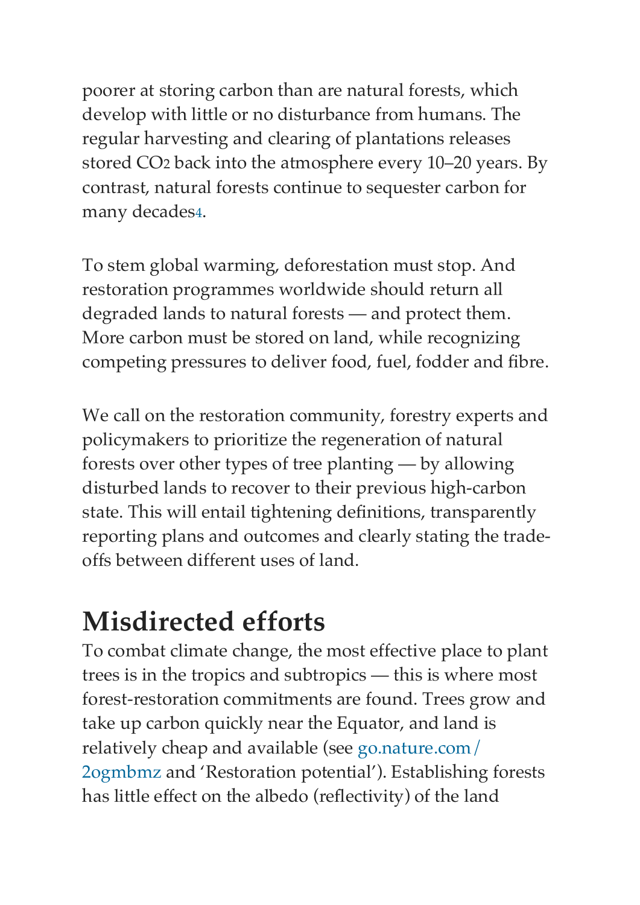poorer at storing carbon than are natural forests, which develop with little or no disturbance from humans. The regular harvesting and clearing of plantations releases stored $CO_2$ back into the atmosphere every 10–20 years. By contrast, natural forests continue to sequester carbon for many decades[4].

To stem global warming, deforestation must stop. And restoration programmes worldwide should return all degraded lands to natural forests — and protect them. More carbon must be stored on land, while recognizing competing pressures to deliver food, fuel, fodder and fibre.

We call on the restoration community, forestry experts and policymakers to prioritize the regeneration of natural forests over other types of tree planting — by allowing disturbed lands to recover to their previous high-carbon state. This will entail tightening definitions, transparently reporting plans and outcomes and clearly stating the trade-offs between different uses of land.

## Misdirected efforts

To combat climate change, the most effective place to plant trees is in the tropics and subtropics — this is where most forest-restoration commitments are found. Trees grow and take up carbon quickly near the Equator, and land is relatively cheap and available (see go.nature.com/2ogmbmz and 'Restoration potential'). Establishing forests has little effect on the albedo (reflectivity) of the land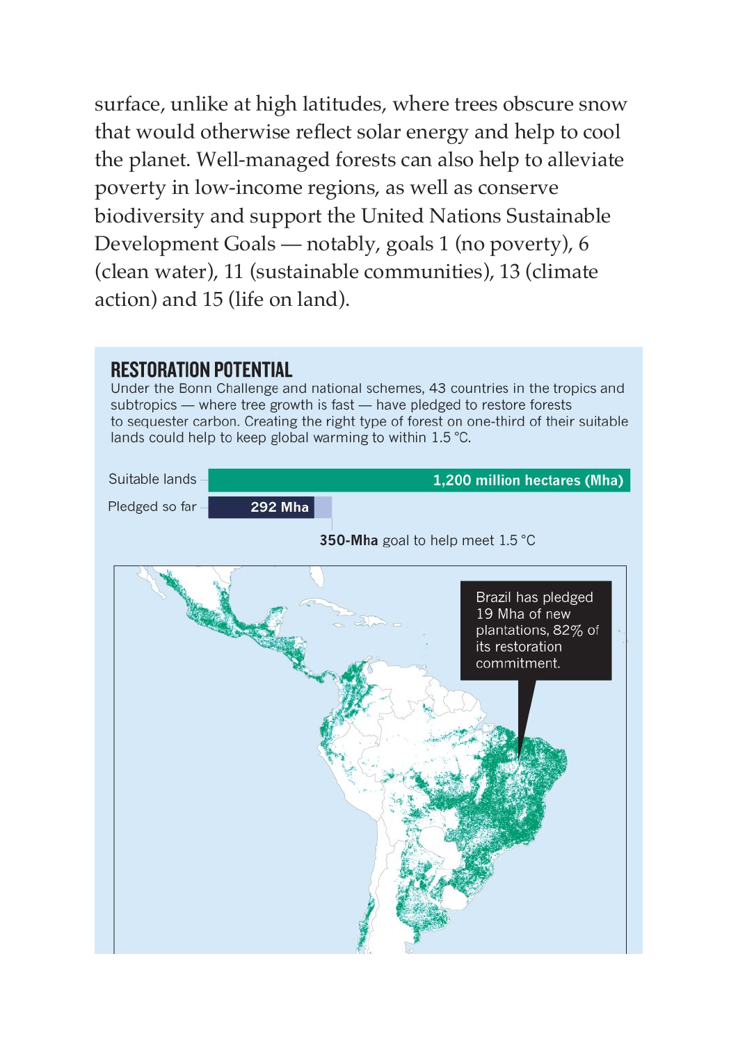surface, unlike at high latitudes, where trees obscure snow that would otherwise reflect solar energy and help to cool the planet. Well-managed forests can also help to alleviate poverty in low-income regions, as well as conserve biodiversity and support the United Nations Sustainable Development Goals — notably, goals 1 (no poverty), 6 (clean water), 11 (sustainable communities), 13 (climate action) and 15 (life on land).

## RESTORATION POTENTIAL

Under the Bonn Challenge and national schemes, 43 countries in the tropics and subtropics — where tree growth is fast — have pledged to restore forests to sequester carbon. Creating the right type of forest on one-third of their suitable lands could help to keep global warming to within 1.5 °C.

Suitable lands — 1,200 million hectares (Mha)

Pledged so far — 292 Mha

**350-Mha** goal to help meet 1.5 °C

Brazil has pledged 19 Mha of new plantations, 82% of its restoration commitment.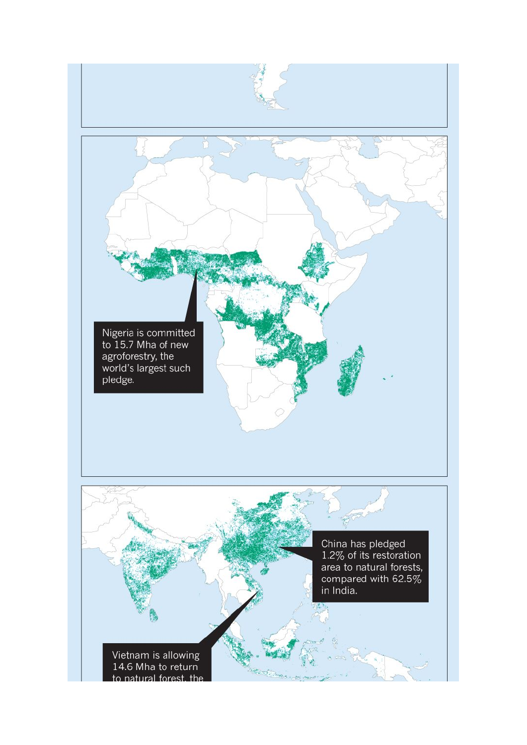Nigeria is committed to 15.7 Mha of new agroforestry, the world's largest such pledge.

China has pledged 1.2% of its restoration area to natural forests, compared with 62.5% in India.

Vietnam is allowing 14.6 Mha to return to natural forest, the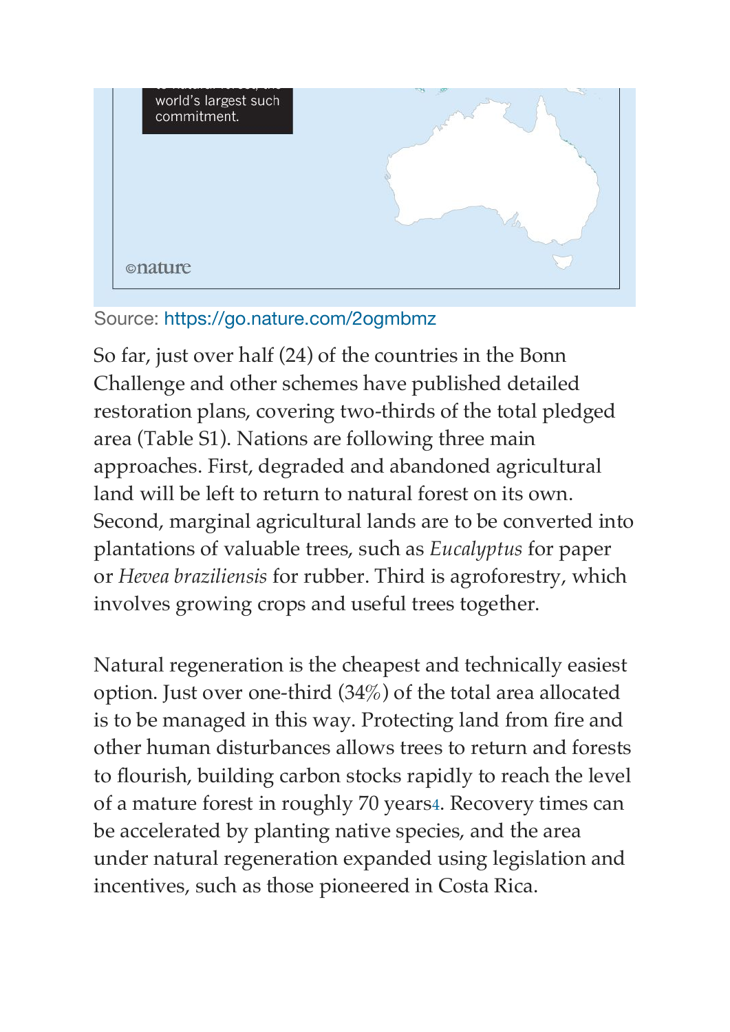world's largest such commitment.

©nature

Source: https://go.nature.com/2ogmbmz

So far, just over half (24) of the countries in the Bonn Challenge and other schemes have published detailed restoration plans, covering two-thirds of the total pledged area (Table S1). Nations are following three main approaches. First, degraded and abandoned agricultural land will be left to return to natural forest on its own. Second, marginal agricultural lands are to be converted into plantations of valuable trees, such as *Eucalyptus* for paper or *Hevea braziliensis* for rubber. Third is agroforestry, which involves growing crops and useful trees together.

Natural regeneration is the cheapest and technically easiest option. Just over one-third (34%) of the total area allocated is to be managed in this way. Protecting land from fire and other human disturbances allows trees to return and forests to flourish, building carbon stocks rapidly to reach the level of a mature forest in roughly 70 years[4]. Recovery times can be accelerated by planting native species, and the area under natural regeneration expanded using legislation and incentives, such as those pioneered in Costa Rica.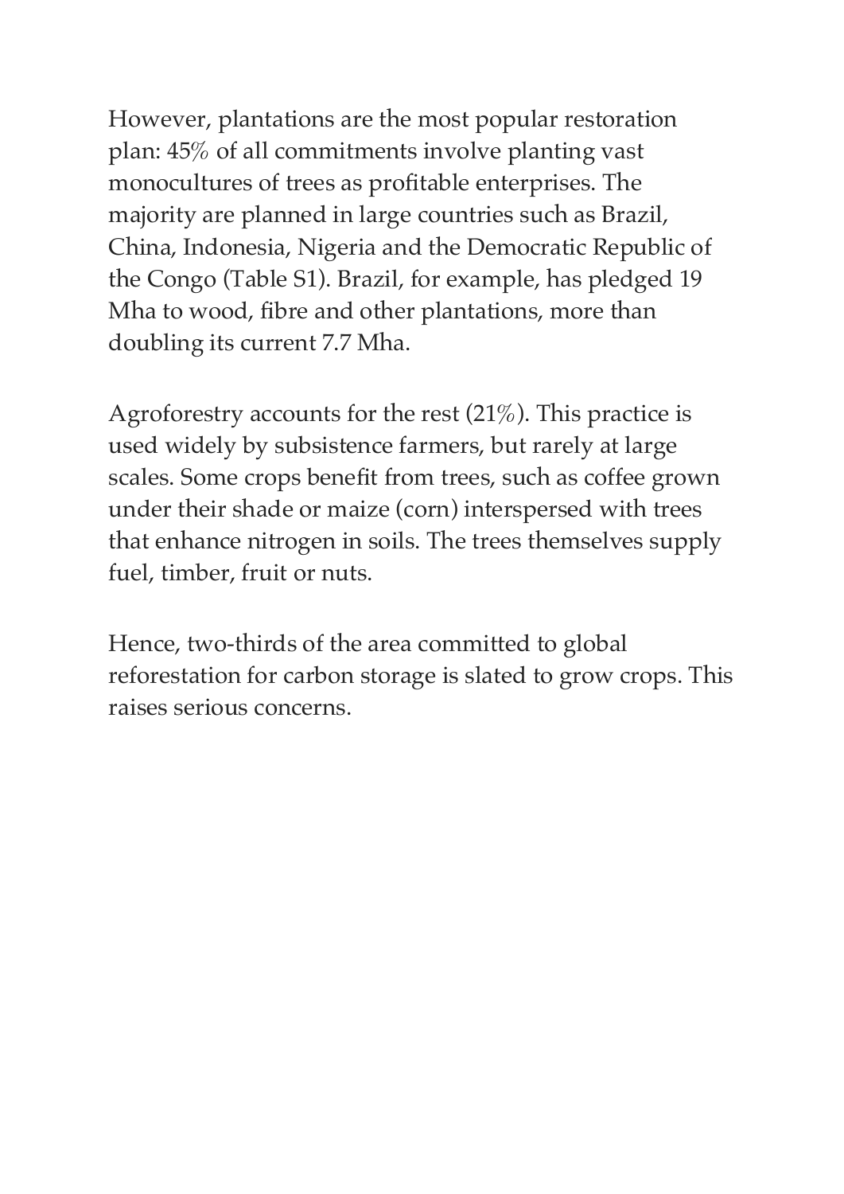However, plantations are the most popular restoration plan: 45% of all commitments involve planting vast monocultures of trees as profitable enterprises. The majority are planned in large countries such as Brazil, China, Indonesia, Nigeria and the Democratic Republic of the Congo (Table S1). Brazil, for example, has pledged 19 Mha to wood, fibre and other plantations, more than doubling its current 7.7 Mha.

Agroforestry accounts for the rest (21%). This practice is used widely by subsistence farmers, but rarely at large scales. Some crops benefit from trees, such as coffee grown under their shade or maize (corn) interspersed with trees that enhance nitrogen in soils. The trees themselves supply fuel, timber, fruit or nuts.

Hence, two-thirds of the area committed to global reforestation for carbon storage is slated to grow crops. This raises serious concerns.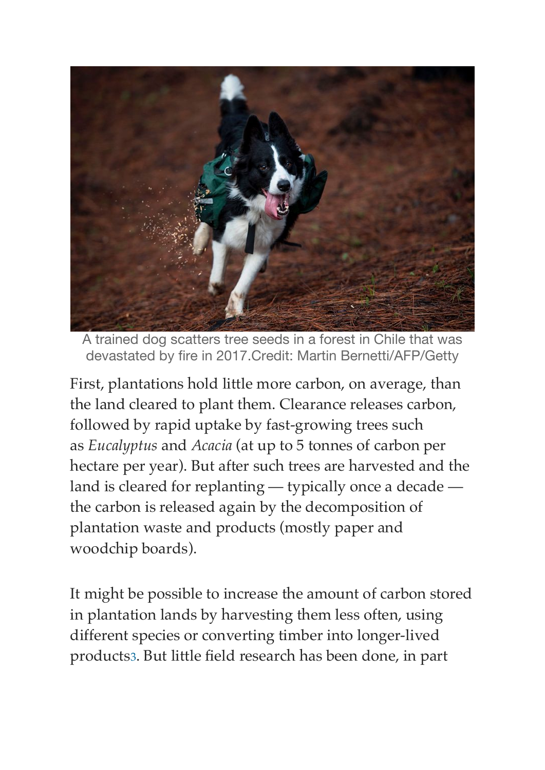A trained dog scatters tree seeds in a forest in Chile that was devastated by fire in 2017.Credit: Martin Bernetti/AFP/Getty

First, plantations hold little more carbon, on average, than the land cleared to plant them. Clearance releases carbon, followed by rapid uptake by fast-growing trees such as *Eucalyptus* and *Acacia* (at up to 5 tonnes of carbon per hectare per year). But after such trees are harvested and the land is cleared for replanting — typically once a decade — the carbon is released again by the decomposition of plantation waste and products (mostly paper and woodchip boards).

It might be possible to increase the amount of carbon stored in plantation lands by harvesting them less often, using different species or converting timber into longer-lived products[3]. But little field research has been done, in part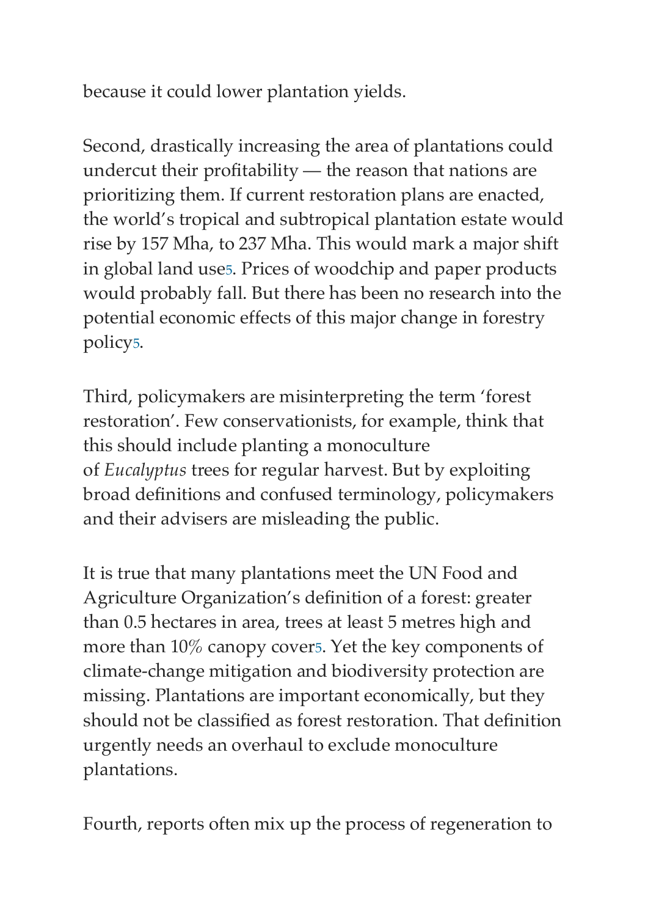because it could lower plantation yields.

Second, drastically increasing the area of plantations could undercut their profitability — the reason that nations are prioritizing them. If current restoration plans are enacted, the world's tropical and subtropical plantation estate would rise by 157 Mha, to 237 Mha. This would mark a major shift in global land use[5]. Prices of woodchip and paper products would probably fall. But there has been no research into the potential economic effects of this major change in forestry policy[5].

Third, policymakers are misinterpreting the term 'forest restoration'. Few conservationists, for example, think that this should include planting a monoculture of *Eucalyptus* trees for regular harvest. But by exploiting broad definitions and confused terminology, policymakers and their advisers are misleading the public.

It is true that many plantations meet the UN Food and Agriculture Organization's definition of a forest: greater than 0.5 hectares in area, trees at least 5 metres high and more than 10% canopy cover[5]. Yet the key components of climate-change mitigation and biodiversity protection are missing. Plantations are important economically, but they should not be classified as forest restoration. That definition urgently needs an overhaul to exclude monoculture plantations.

Fourth, reports often mix up the process of regeneration to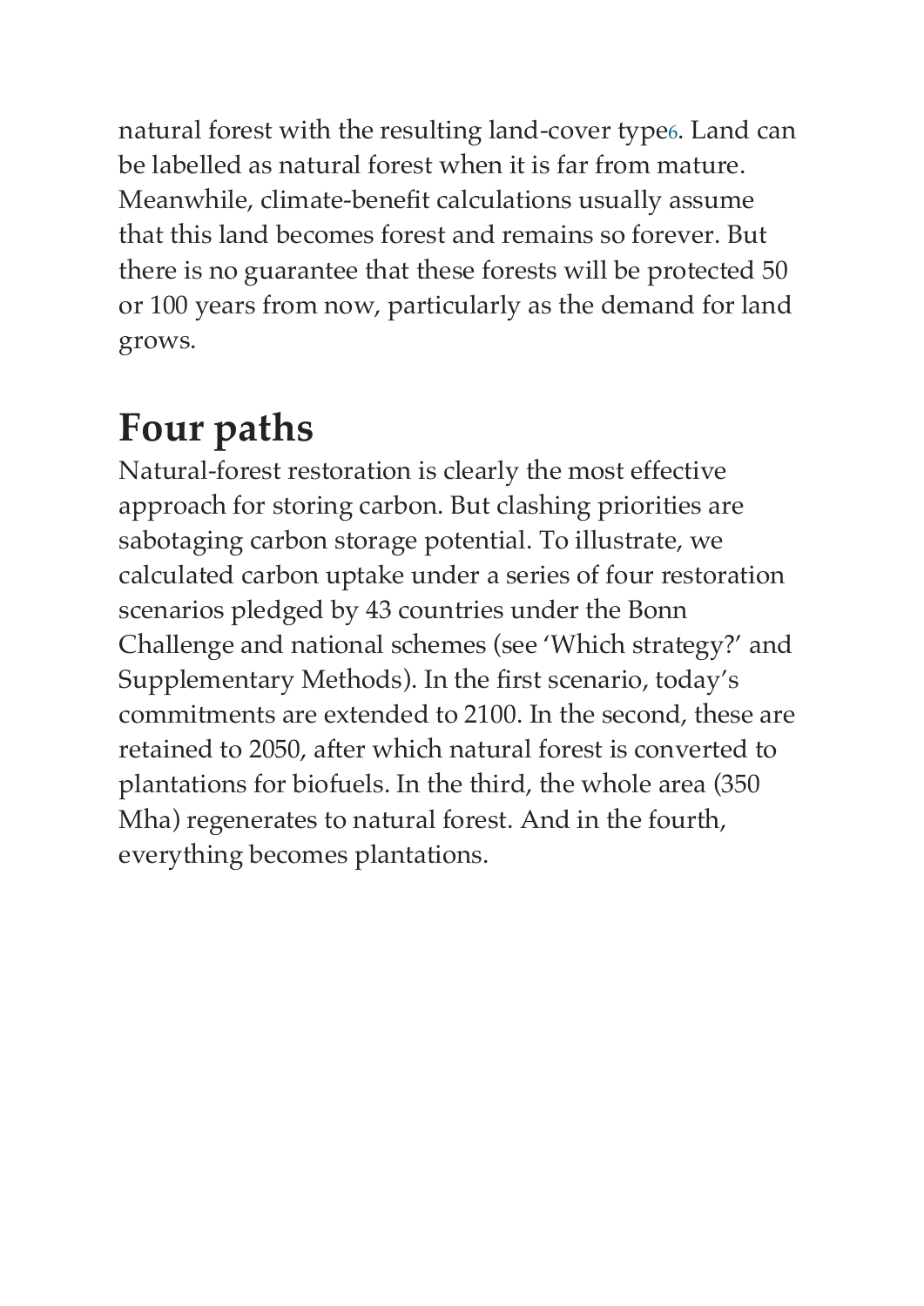natural forest with the resulting land-cover type[6]. Land can be labelled as natural forest when it is far from mature. Meanwhile, climate-benefit calculations usually assume that this land becomes forest and remains so forever. But there is no guarantee that these forests will be protected 50 or 100 years from now, particularly as the demand for land grows.

## Four paths

Natural-forest restoration is clearly the most effective approach for storing carbon. But clashing priorities are sabotaging carbon storage potential. To illustrate, we calculated carbon uptake under a series of four restoration scenarios pledged by 43 countries under the Bonn Challenge and national schemes (see 'Which strategy?' and Supplementary Methods). In the first scenario, today's commitments are extended to 2100. In the second, these are retained to 2050, after which natural forest is converted to plantations for biofuels. In the third, the whole area (350 Mha) regenerates to natural forest. And in the fourth, everything becomes plantations.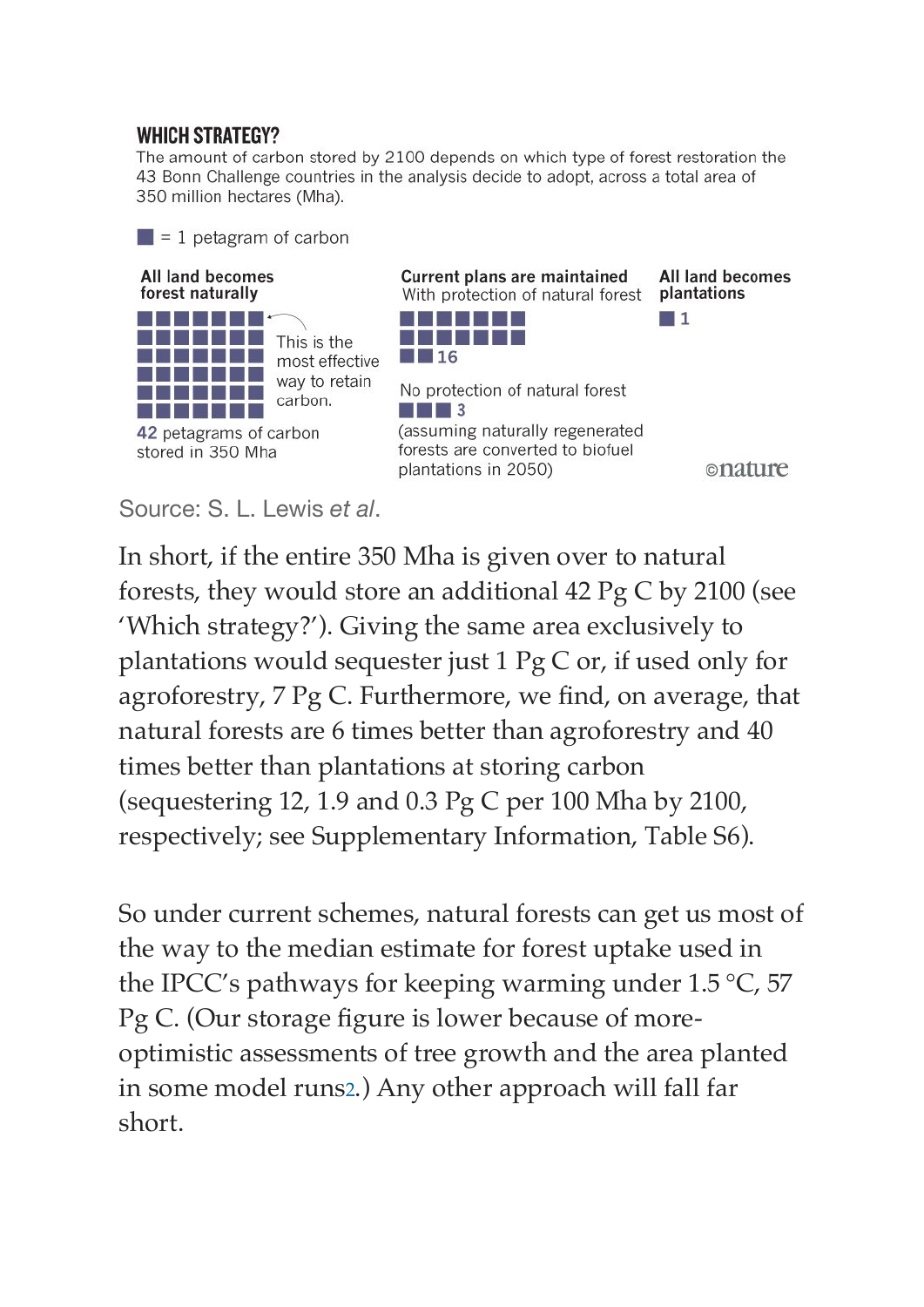**WHICH STRATEGY?**

The amount of carbon stored by 2100 depends on which type of forest restoration the 43 Bonn Challenge countries in the analysis decide to adopt, across a total area of 350 million hectares (Mha).

■ = 1 petagram of carbon

**All land becomes forest naturally**

This is the most effective way to retain carbon.

**42** petagrams of carbon stored in 350 Mha

**Current plans are maintained**

With protection of natural forest

**16**

No protection of natural forest

**3**

(assuming naturally regenerated forests are converted to biofuel plantations in 2050)

**All land becomes plantations**

**1**

©nature

Source: S. L. Lewis *et al*.

In short, if the entire 350 Mha is given over to natural forests, they would store an additional 42 Pg C by 2100 (see 'Which strategy?'). Giving the same area exclusively to plantations would sequester just 1 Pg C or, if used only for agroforestry, 7 Pg C. Furthermore, we find, on average, that natural forests are 6 times better than agroforestry and 40 times better than plantations at storing carbon (sequestering 12, 1.9 and 0.3 Pg C per 100 Mha by 2100, respectively; see Supplementary Information, Table S6).

So under current schemes, natural forests can get us most of the way to the median estimate for forest uptake used in the IPCC's pathways for keeping warming under 1.5 °C, 57 Pg C. (Our storage figure is lower because of more-optimistic assessments of tree growth and the area planted in some model runs[2].) Any other approach will fall far short.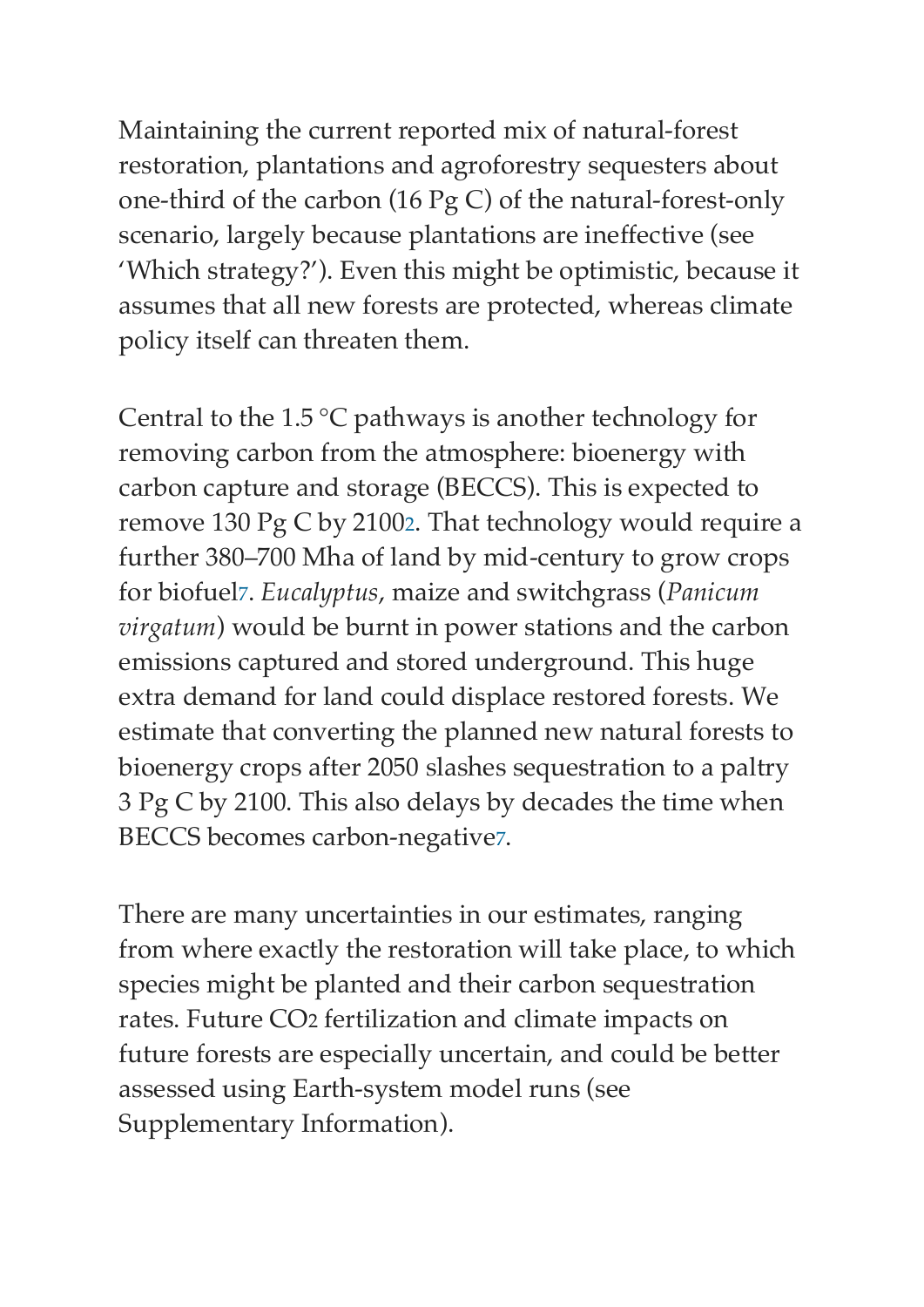Maintaining the current reported mix of natural-forest restoration, plantations and agroforestry sequesters about one-third of the carbon (16 Pg C) of the natural-forest-only scenario, largely because plantations are ineffective (see 'Which strategy?'). Even this might be optimistic, because it assumes that all new forests are protected, whereas climate policy itself can threaten them.

Central to the 1.5 °C pathways is another technology for removing carbon from the atmosphere: bioenergy with carbon capture and storage (BECCS). This is expected to remove 130 Pg C by 2100[2]. That technology would require a further 380–700 Mha of land by mid-century to grow crops for biofuel[7]. *Eucalyptus*, maize and switchgrass (*Panicum virgatum*) would be burnt in power stations and the carbon emissions captured and stored underground. This huge extra demand for land could displace restored forests. We estimate that converting the planned new natural forests to bioenergy crops after 2050 slashes sequestration to a paltry 3 Pg C by 2100. This also delays by decades the time when BECCS becomes carbon-negative[7].

There are many uncertainties in our estimates, ranging from where exactly the restoration will take place, to which species might be planted and their carbon sequestration rates. Future $CO_2$ fertilization and climate impacts on future forests are especially uncertain, and could be better assessed using Earth-system model runs (see Supplementary Information).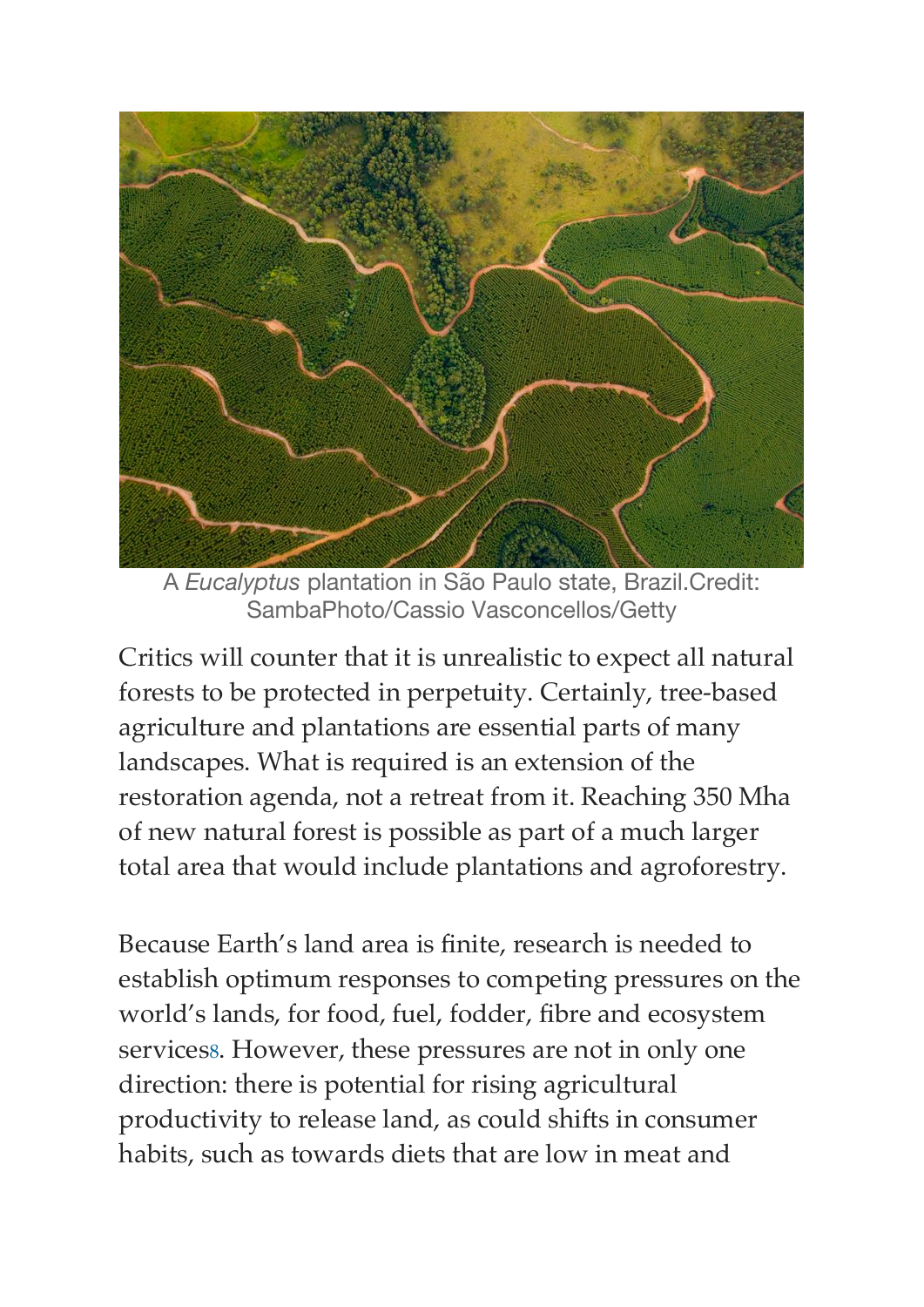A *Eucalyptus* plantation in São Paulo state, Brazil.Credit: SambaPhoto/Cassio Vasconcellos/Getty

Critics will counter that it is unrealistic to expect all natural forests to be protected in perpetuity. Certainly, tree-based agriculture and plantations are essential parts of many landscapes. What is required is an extension of the restoration agenda, not a retreat from it. Reaching 350 Mha of new natural forest is possible as part of a much larger total area that would include plantations and agroforestry.

Because Earth's land area is finite, research is needed to establish optimum responses to competing pressures on the world's lands, for food, fuel, fodder, fibre and ecosystem services[8]. However, these pressures are not in only one direction: there is potential for rising agricultural productivity to release land, as could shifts in consumer habits, such as towards diets that are low in meat and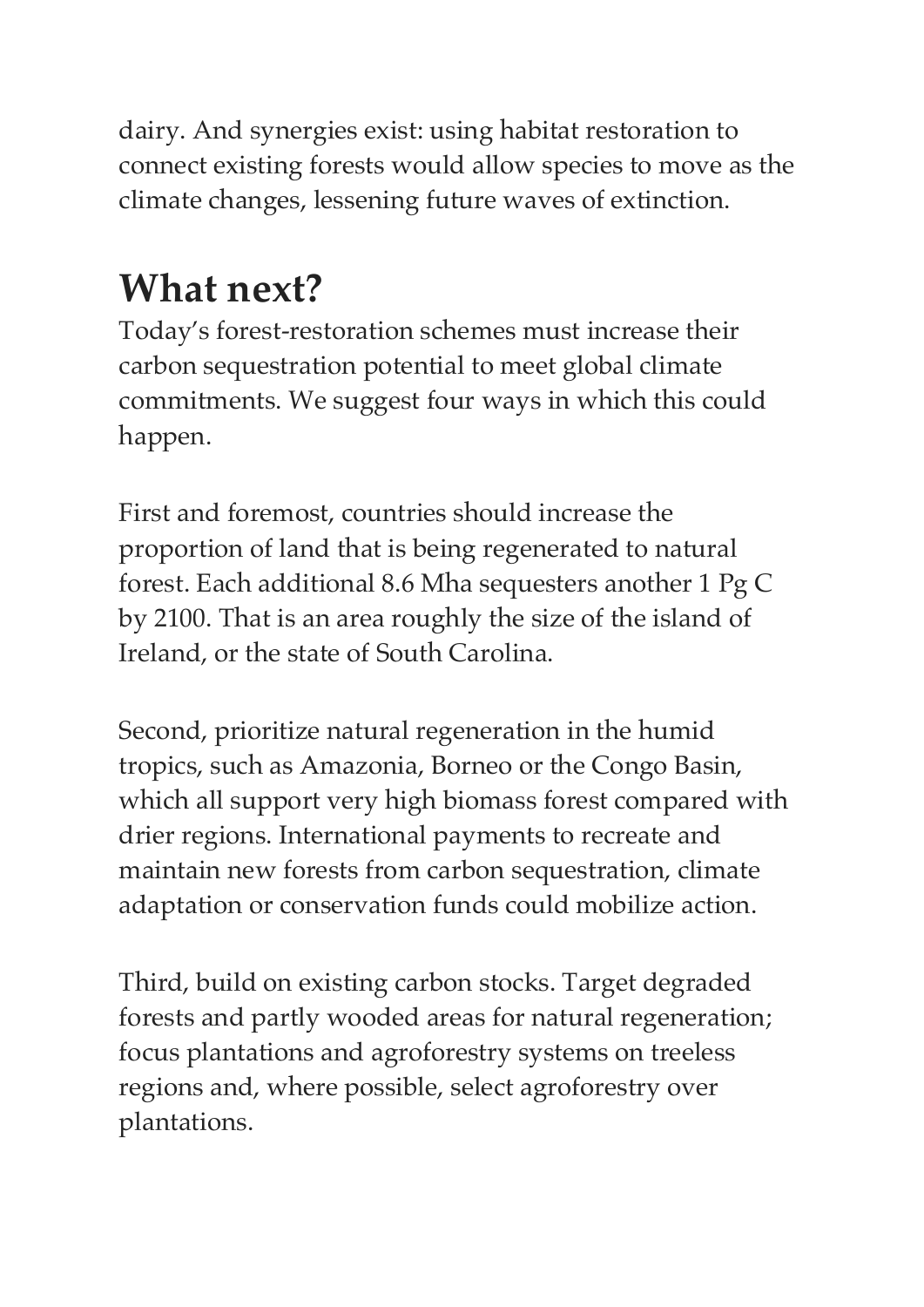dairy. And synergies exist: using habitat restoration to connect existing forests would allow species to move as the climate changes, lessening future waves of extinction.

## What next?

Today's forest-restoration schemes must increase their carbon sequestration potential to meet global climate commitments. We suggest four ways in which this could happen.

First and foremost, countries should increase the proportion of land that is being regenerated to natural forest. Each additional 8.6 Mha sequesters another 1 Pg C by 2100. That is an area roughly the size of the island of Ireland, or the state of South Carolina.

Second, prioritize natural regeneration in the humid tropics, such as Amazonia, Borneo or the Congo Basin, which all support very high biomass forest compared with drier regions. International payments to recreate and maintain new forests from carbon sequestration, climate adaptation or conservation funds could mobilize action.

Third, build on existing carbon stocks. Target degraded forests and partly wooded areas for natural regeneration; focus plantations and agroforestry systems on treeless regions and, where possible, select agroforestry over plantations.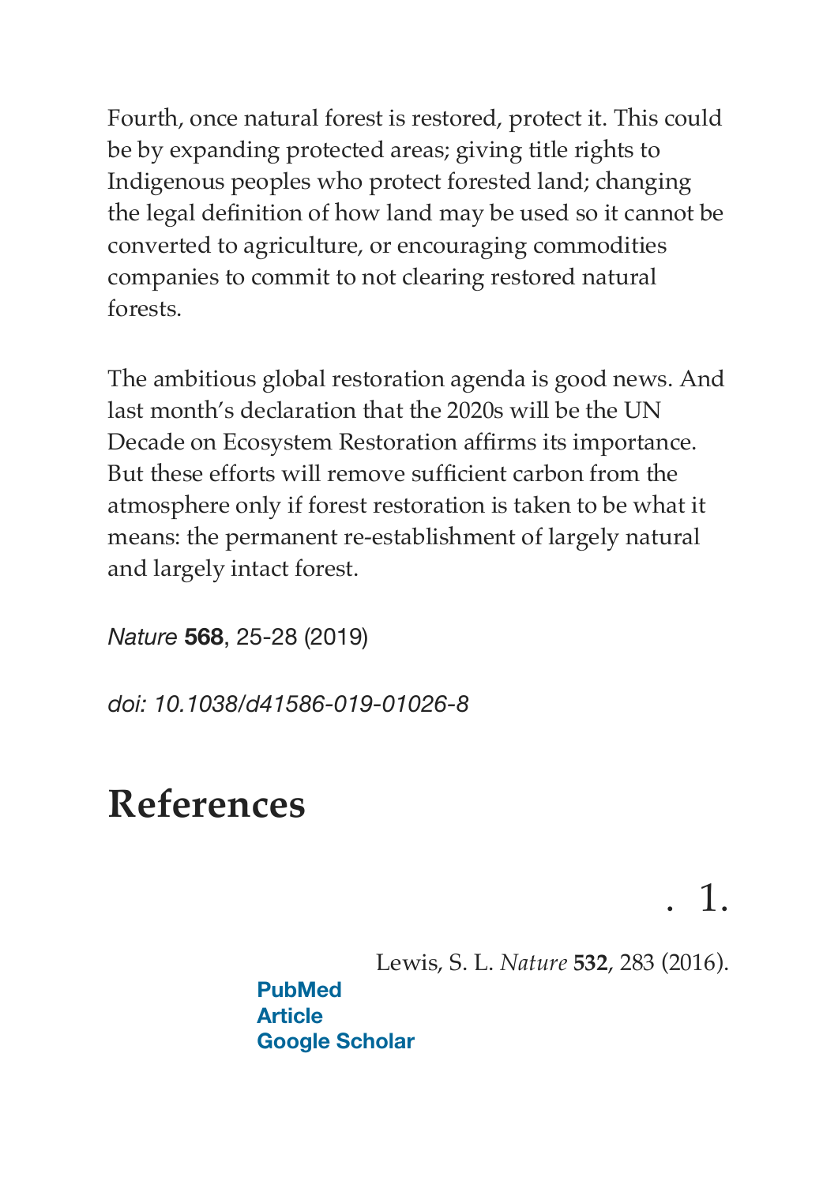Fourth, once natural forest is restored, protect it. This could be by expanding protected areas; giving title rights to Indigenous peoples who protect forested land; changing the legal definition of how land may be used so it cannot be converted to agriculture, or encouraging commodities companies to commit to not clearing restored natural forests.

The ambitious global restoration agenda is good news. And last month's declaration that the 2020s will be the UN Decade on Ecosystem Restoration affirms its importance. But these efforts will remove sufficient carbon from the atmosphere only if forest restoration is taken to be what it means: the permanent re-establishment of largely natural and largely intact forest.

*Nature* **568**, 25-28 (2019)

*doi: 10.1038/d41586-019-01026-8*

# References

1. Lewis, S. L. *Nature* **532**, 283 (2016).

   PubMed
   Article
   Google Scholar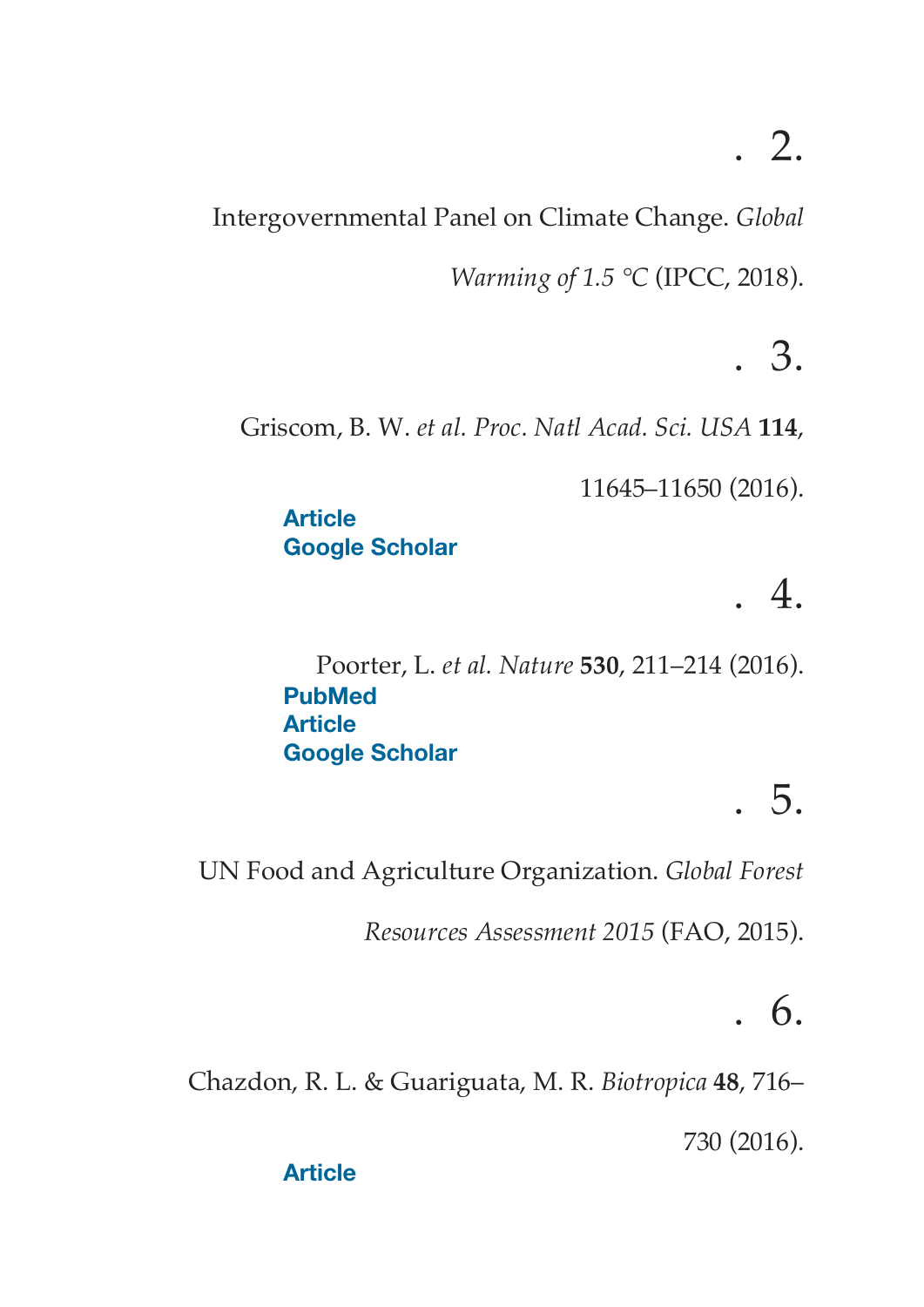2. Intergovernmental Panel on Climate Change. *Global Warming of 1.5 °C* (IPCC, 2018).

3. Griscom, B. W. *et al. Proc. Natl Acad. Sci. USA* **114**, 11645–11650 (2016).

   Article
   Google Scholar

4. Poorter, L. *et al. Nature* **530**, 211–214 (2016).

   PubMed
   Article
   Google Scholar

5. UN Food and Agriculture Organization. *Global Forest Resources Assessment 2015* (FAO, 2015).

6. Chazdon, R. L. & Guariguata, M. R. *Biotropica* **48**, 716–730 (2016).

   Article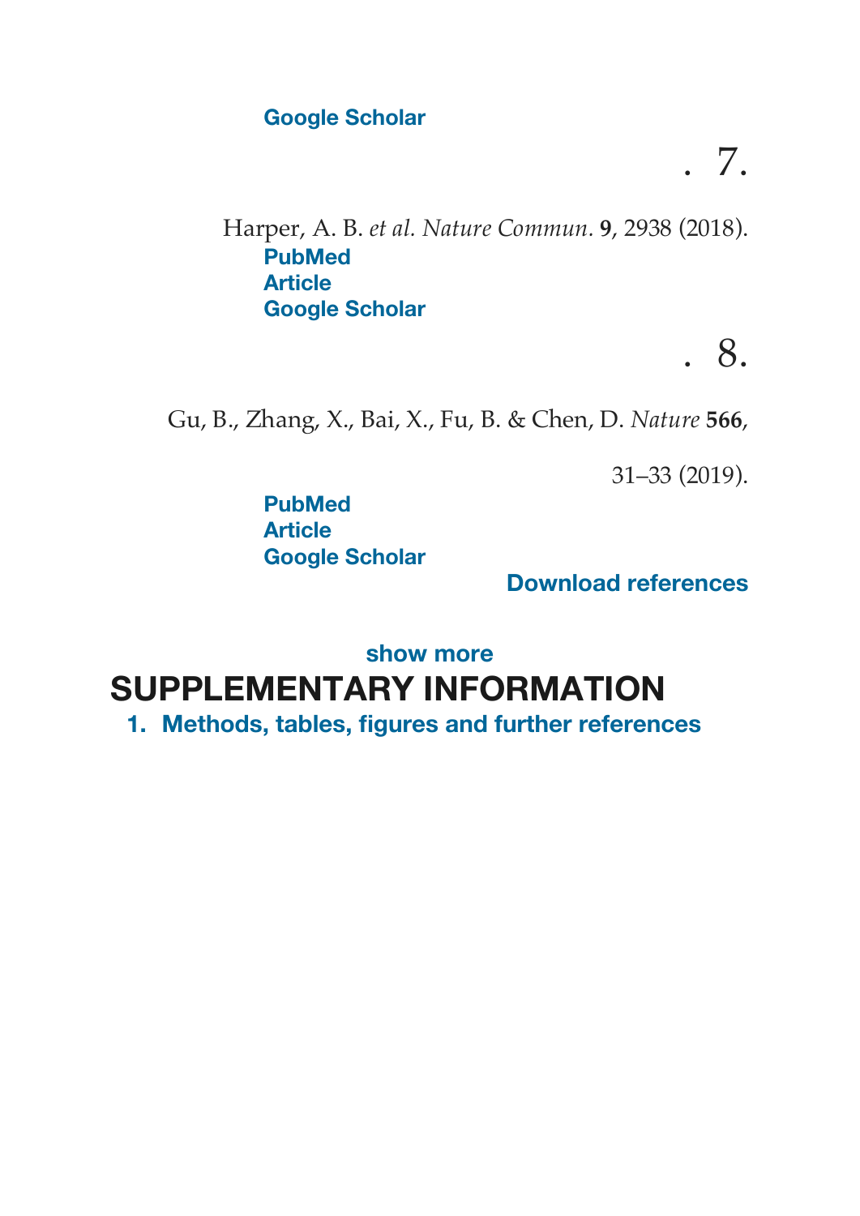Google Scholar

7. Harper, A. B. *et al. Nature Commun.* **9**, 2938 (2018).
   PubMed
   Article
   Google Scholar

8. Gu, B., Zhang, X., Bai, X., Fu, B. & Chen, D. *Nature* **566**, 31–33 (2019).
   PubMed
   Article
   Google Scholar

Download references

show more

## SUPPLEMENTARY INFORMATION

1. Methods, tables, figures and further references